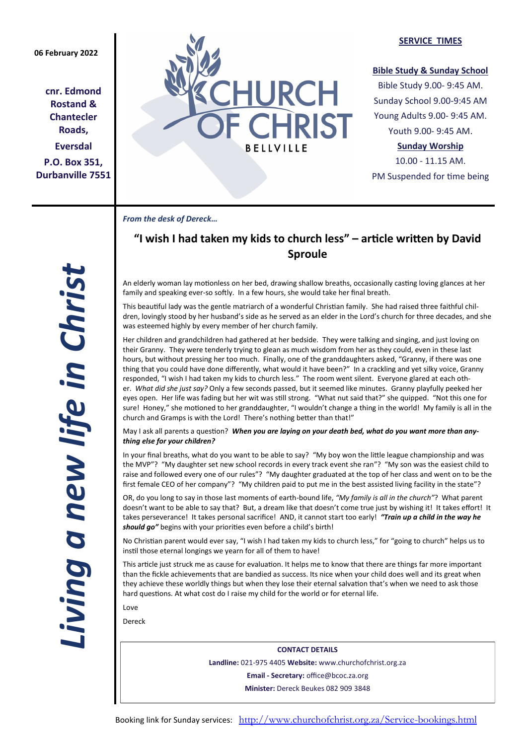06 February 2022

**cnr. Edmond Rostand & Chantecler Roads,**

**Eversdal**

**P.O. Box 351, Durbanville 7551**

# CHURCH OF CHRIST
BELLVILLE

## SERVICE TIMES

**Bible Study & Sunday School**

Bible Study 9.00- 9:45 AM.
Sunday School 9.00-9:45 AM
Young Adults 9.00- 9:45 AM.
Youth 9.00- 9:45 AM.

**Sunday Worship**

10.00 - 11.15 AM.
PM Suspended for time being

***Living a new life in Christ***

*From the desk of Dereck…*

## "I wish I had taken my kids to church less" – article written by David Sproule

An elderly woman lay motionless on her bed, drawing shallow breaths, occasionally casting loving glances at her family and speaking ever-so softly. In a few hours, she would take her final breath.

This beautiful lady was the gentle matriarch of a wonderful Christian family. She had raised three faithful children, lovingly stood by her husband's side as he served as an elder in the Lord's church for three decades, and she was esteemed highly by every member of her church family.

Her children and grandchildren had gathered at her bedside. They were talking and singing, and just loving on their Granny. They were tenderly trying to glean as much wisdom from her as they could, even in these last hours, but without pressing her too much. Finally, one of the granddaughters asked, "Granny, if there was one thing that you could have done differently, what would it have been?" In a crackling and yet silky voice, Granny responded, "I wish I had taken my kids to church less." The room went silent. Everyone glared at each other. *What did she just say?* Only a few seconds passed, but it seemed like minutes. Granny playfully peeked her eyes open. Her life was fading but her wit was still strong. "What nut said that?" she quipped. "Not this one for sure! Honey," she motioned to her granddaughter, "I wouldn't change a thing in the world! My family is all in the church and Gramps is with the Lord! There's nothing better than that!"

May I ask all parents a question? ***When you are laying on your death bed, what do you want more than anything else for your children?***

In your final breaths, what do you want to be able to say? "My boy won the little league championship and was the MVP"? "My daughter set new school records in every track event she ran"? "My son was the easiest child to raise and followed every one of our rules"? "My daughter graduated at the top of her class and went on to be the first female CEO of her company"? "My children paid to put me in the best assisted living facility in the state"?

OR, do you long to say in those last moments of earth-bound life, *"My family is all in the church"*? What parent doesn't want to be able to say that? But, a dream like that doesn't come true just by wishing it! It takes effort! It takes perseverance! It takes personal sacrifice! AND, it cannot start too early! ***"Train up a child in the way he should go"*** begins with your priorities even before a child's birth!

No Christian parent would ever say, "I wish I had taken my kids to church less," for "going to church" helps us to instil those eternal longings we yearn for all of them to have!

This article just struck me as cause for evaluation. It helps me to know that there are things far more important than the fickle achievements that are bandied as success. Its nice when your child does well and its great when they achieve these worldly things but when they lose their eternal salvation that's when we need to ask those hard questions. At what cost do I raise my child for the world or for eternal life.

Love

Dereck

**CONTACT DETAILS**

**Landline:** 021-975 4405 **Website:** www.churchofchrist.org.za

**Email - Secretary:** office@bcoc.za.org

**Minister:** Dereck Beukes 082 909 3848

Booking link for Sunday services: http://www.churchofchrist.org.za/Service-bookings.html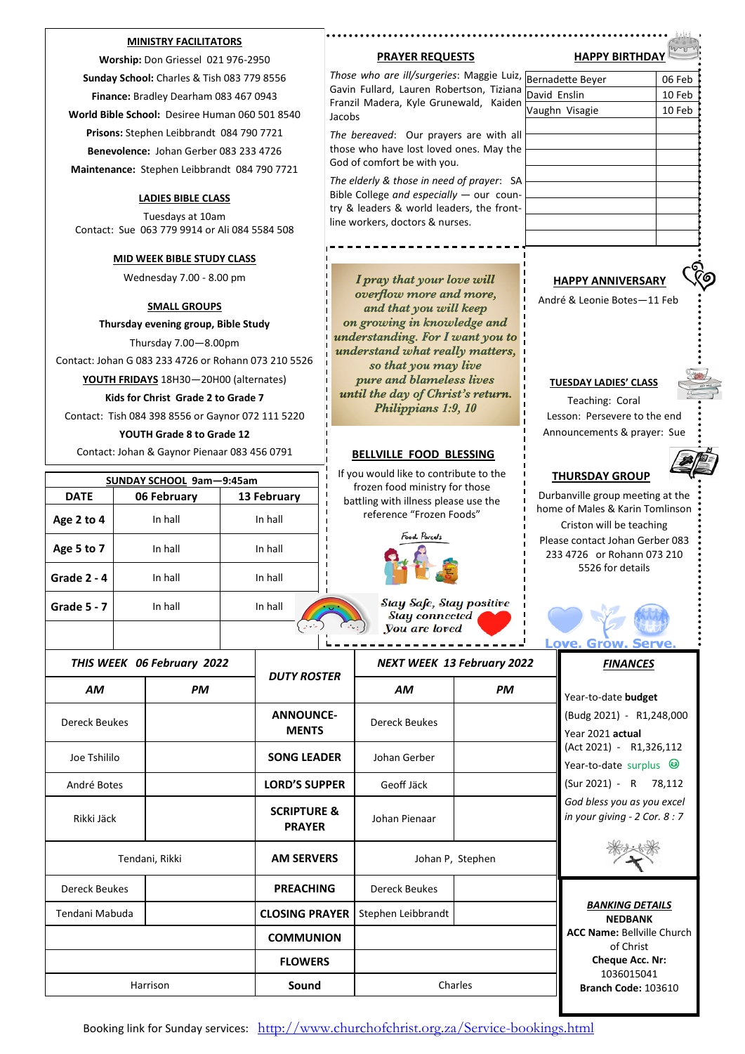## MINISTRY FACILITATORS

**Worship:** Don Griessel 021 976-2950
**Sunday School:** Charles & Tish 083 779 8556
**Finance:** Bradley Dearham 083 467 0943
**World Bible School:** Desiree Human 060 501 8540
**Prisons:** Stephen Leibbrandt 084 790 7721
**Benevolence:** Johan Gerber 083 233 4726
**Maintenance:** Stephen Leibbrandt 084 790 7721

## LADIES BIBLE CLASS

Tuesdays at 10am
Contact: Sue 063 779 9914 or Ali 084 5584 508

## MID WEEK BIBLE STUDY CLASS

Wednesday 7.00 - 8.00 pm

## SMALL GROUPS

**Thursday evening group, Bible Study**
Thursday 7.00—8.00pm
Contact: Johan G 083 233 4726 or Rohann 073 210 5526

**YOUTH FRIDAYS** 18H30—20H00 (alternates)

**Kids for Christ Grade 2 to Grade 7**
Contact: Tish 084 398 8556 or Gaynor 072 111 5220

**YOUTH Grade 8 to Grade 12**
Contact: Johan & Gaynor Pienaar 083 456 0791

| SUNDAY SCHOOL 9am—9:45am | | |
|---|---|---|
| **DATE** | **06 February** | **13 February** |
| **Age 2 to 4** | In hall | In hall |
| **Age 5 to 7** | In hall | In hall |
| **Grade 2 - 4** | In hall | In hall |
| **Grade 5 - 7** | In hall | In hall |
| | | |

## PRAYER REQUESTS

*Those who are ill/surgeries*: Maggie Luiz, Gavin Fullard, Lauren Robertson, Tiziana Franzil Madera, Kyle Grunewald, Kaiden Jacobs

*The bereaved*: Our prayers are with all those who have lost loved ones. May the God of comfort be with you.

*The elderly & those in need of prayer*: SA Bible College *and especially* — our country & leaders & world leaders, the front-line workers, doctors & nurses.

## HAPPY BIRTHDAY

| | |
|---|---|
| Bernadette Beyer | 06 Feb |
| David Enslin | 10 Feb |
| Vaughn Visagie | 10 Feb |

*I pray that your love will overflow more and more, and that you will keep on growing in knowledge and understanding. For I want you to understand what really matters, so that you may live pure and blameless lives until the day of Christ's return. Philippians 1:9, 10*

## HAPPY ANNIVERSARY

André & Leonie Botes—11 Feb

## TUESDAY LADIES' CLASS

Teaching: Coral
Lesson: Persevere to the end
Announcements & prayer: Sue

## BELLVILLE FOOD BLESSING

If you would like to contribute to the frozen food ministry for those battling with illness please use the reference "Frozen Foods"

Food Parcels

## THURSDAY GROUP

Durbanville group meeting at the home of Males & Karin Tomlinson
Criston will be teaching
Please contact Johan Gerber 083 233 4726 or Rohann 073 210 5526 for details

Stay Safe, Stay positive
Stay connected
You are loved

Love. Grow. Serve.

| THIS WEEK 06 February 2022 AM | THIS WEEK PM | DUTY ROSTER | NEXT WEEK 13 February 2022 AM | NEXT WEEK PM |
|---|---|---|---|---|
| Dereck Beukes | | **ANNOUNCEMENTS** | Dereck Beukes | |
| Joe Tshilillo | | **SONG LEADER** | Johan Gerber | |
| André Botes | | **LORD'S SUPPER** | Geoff Jäck | |
| Rikki Jäck | | **SCRIPTURE & PRAYER** | Johan Pienaar | |
| Tendani, Rikki | | **AM SERVERS** | Johan P, Stephen | |
| Dereck Beukes | | **PREACHING** | Dereck Beukes | |
| Tendani Mabuda | | **CLOSING PRAYER** | Stephen Leibbrandt | |
| | | **COMMUNION** | | |
| | | **FLOWERS** | | |
| Harrison | | **Sound** | Charles | |

## FINANCES

Year-to-date **budget**
(Budg 2021) - R1,248,000
Year 2021 **actual**
(Act 2021) - R1,326,112
Year-to-date surplus
(Sur 2021) - R 78,112

*God bless you as you excel in your giving - 2 Cor. 8 : 7*

## BANKING DETAILS

**NEDBANK**
**ACC Name:** Bellville Church of Christ
**Cheque Acc. Nr:** 1036015041
**Branch Code:** 103610

Booking link for Sunday services: http://www.churchofchrist.org.za/Service-bookings.html